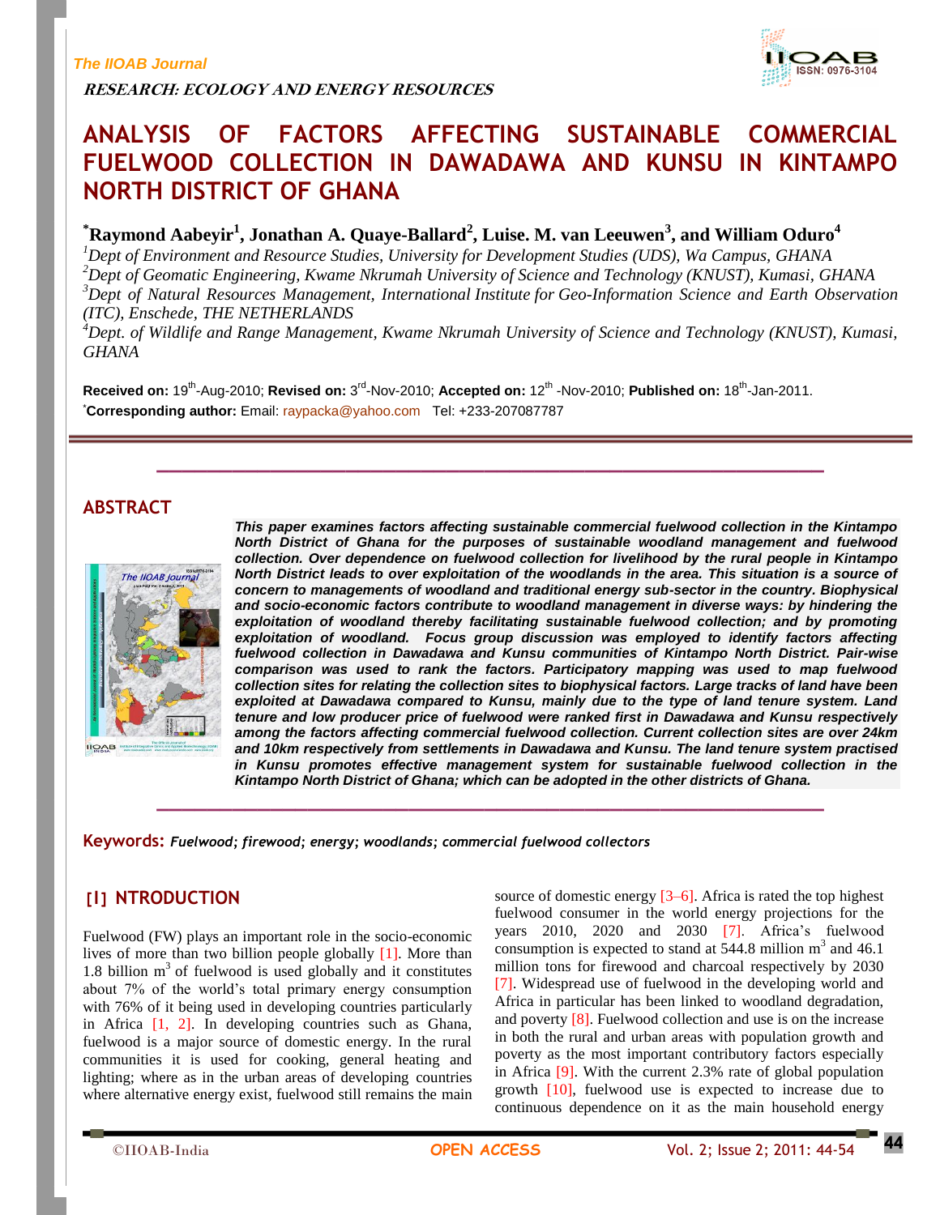RESEARCH: ECOLOGY AND ENERGY RESOURCES

# ANALYSIS OF FACTORS AFFECTING SUSTAINABLE COMMERCIAL FUELWOOD COLLECTION IN DAWADAWA AND KUNSU IN KINTAMPO NORTH DISTRICT OF GHANA

**\*Raymond Aabeyir[1], Jonathan A. Quaye-Ballard[2], Luise. M. van Leeuwen[3], and William Oduro[4]**

*[1]Dept of Environment and Resource Studies, University for Development Studies (UDS), Wa Campus, GHANA*
*[2]Dept of Geomatic Engineering, Kwame Nkrumah University of Science and Technology (KNUST), Kumasi, GHANA*
*[3]Dept of Natural Resources Management, International Institute for Geo-Information Science and Earth Observation (ITC), Enschede, THE NETHERLANDS*
*[4]Dept. of Wildlife and Range Management, Kwame Nkrumah University of Science and Technology (KNUST), Kumasi, GHANA*

**Received on:** 19th-Aug-2010; **Revised on:** 3rd-Nov-2010; **Accepted on:** 12th -Nov-2010; **Published on:** 18th-Jan-2011.
\***Corresponding author:** Email: raypacka@yahoo.com Tel: +233-207087787

## ABSTRACT

***This paper examines factors affecting sustainable commercial fuelwood collection in the Kintampo North District of Ghana for the purposes of sustainable woodland management and fuelwood collection. Over dependence on fuelwood collection for livelihood by the rural people in Kintampo North District leads to over exploitation of the woodlands in the area. This situation is a source of concern to managements of woodland and traditional energy sub-sector in the country. Biophysical and socio-economic factors contribute to woodland management in diverse ways: by hindering the exploitation of woodland thereby facilitating sustainable fuelwood collection; and by promoting exploitation of woodland. Focus group discussion was employed to identify factors affecting fuelwood collection in Dawadawa and Kunsu communities of Kintampo North District. Pair-wise comparison was used to rank the factors. Participatory mapping was used to map fuelwood collection sites for relating the collection sites to biophysical factors. Large tracks of land have been exploited at Dawadawa compared to Kunsu, mainly due to the type of land tenure system. Land tenure and low producer price of fuelwood were ranked first in Dawadawa and Kunsu respectively among the factors affecting commercial fuelwood collection. Current collection sites are over 24km and 10km respectively from settlements in Dawadawa and Kunsu. The land tenure system practised in Kunsu promotes effective management system for sustainable fuelwood collection in the Kintampo North District of Ghana; which can be adopted in the other districts of Ghana.***

**Keywords:** *Fuelwood; firewood; energy; woodlands; commercial fuelwood collectors*

## [I] NTRODUCTION

Fuelwood (FW) plays an important role in the socio-economic lives of more than two billion people globally [1]. More than 1.8 billion $m^3$ of fuelwood is used globally and it constitutes about 7% of the world's total primary energy consumption with 76% of it being used in developing countries particularly in Africa [1, 2]. In developing countries such as Ghana, fuelwood is a major source of domestic energy. In the rural communities it is used for cooking, general heating and lighting; where as in the urban areas of developing countries where alternative energy exist, fuelwood still remains the main source of domestic energy [3–6]. Africa is rated the top highest fuelwood consumer in the world energy projections for the years 2010, 2020 and 2030 [7]. Africa's fuelwood consumption is expected to stand at 544.8 million $m^3$ and 46.1 million tons for firewood and charcoal respectively by 2030 [7]. Widespread use of fuelwood in the developing world and Africa in particular has been linked to woodland degradation, and poverty [8]. Fuelwood collection and use is on the increase in both the rural and urban areas with population growth and poverty as the most important contributory factors especially in Africa [9]. With the current 2.3% rate of global population growth [10], fuelwood use is expected to increase due to continuous dependence on it as the main household energy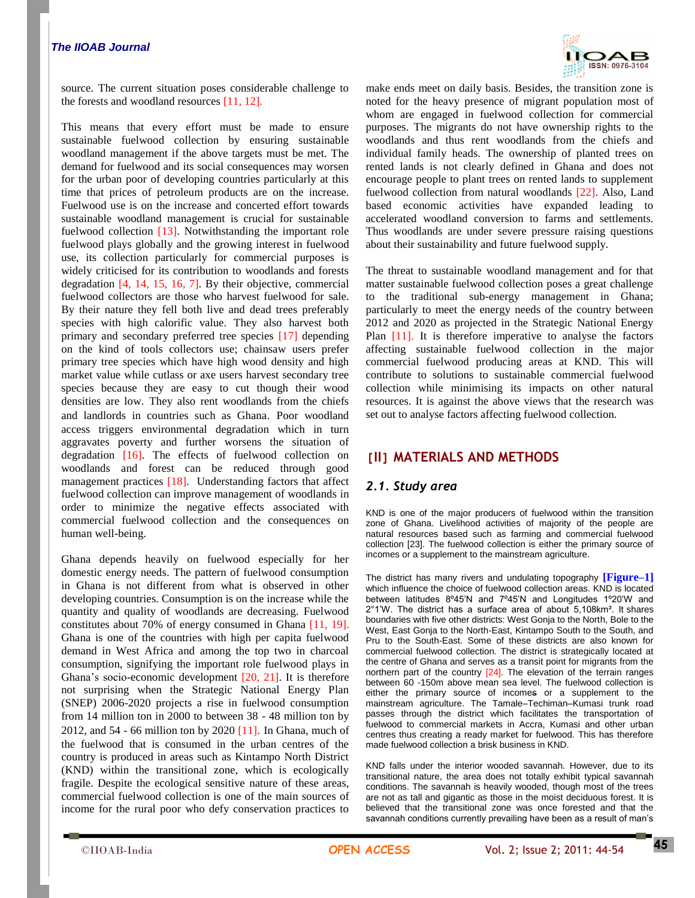source. The current situation poses considerable challenge to the forests and woodland resources [11, 12].

This means that every effort must be made to ensure sustainable fuelwood collection by ensuring sustainable woodland management if the above targets must be met. The demand for fuelwood and its social consequences may worsen for the urban poor of developing countries particularly at this time that prices of petroleum products are on the increase. Fuelwood use is on the increase and concerted effort towards sustainable woodland management is crucial for sustainable fuelwood collection [13]. Notwithstanding the important role fuelwood plays globally and the growing interest in fuelwood use, its collection particularly for commercial purposes is widely criticised for its contribution to woodlands and forests degradation [4, 14, 15, 16, 7]. By their objective, commercial fuelwood collectors are those who harvest fuelwood for sale. By their nature they fell both live and dead trees preferably species with high calorific value. They also harvest both primary and secondary preferred tree species [17] depending on the kind of tools collectors use; chainsaw users prefer primary tree species which have high wood density and high market value while cutlass or axe users harvest secondary tree species because they are easy to cut though their wood densities are low. They also rent woodlands from the chiefs and landlords in countries such as Ghana. Poor woodland access triggers environmental degradation which in turn aggravates poverty and further worsens the situation of degradation [16]. The effects of fuelwood collection on woodlands and forest can be reduced through good management practices [18]. Understanding factors that affect fuelwood collection can improve management of woodlands in order to minimize the negative effects associated with commercial fuelwood collection and the consequences on human well-being.

Ghana depends heavily on fuelwood especially for her domestic energy needs. The pattern of fuelwood consumption in Ghana is not different from what is observed in other developing countries. Consumption is on the increase while the quantity and quality of woodlands are decreasing. Fuelwood constitutes about 70% of energy consumed in Ghana [11, 19]. Ghana is one of the countries with high per capita fuelwood demand in West Africa and among the top two in charcoal consumption, signifying the important role fuelwood plays in Ghana's socio-economic development [20, 21]. It is therefore not surprising when the Strategic National Energy Plan (SNEP) 2006-2020 projects a rise in fuelwood consumption from 14 million ton in 2000 to between 38 - 48 million ton by 2012, and 54 - 66 million ton by 2020 [11]. In Ghana, much of the fuelwood that is consumed in the urban centres of the country is produced in areas such as Kintampo North District (KND) within the transitional zone, which is ecologically fragile. Despite the ecological sensitive nature of these areas, commercial fuelwood collection is one of the main sources of income for the rural poor who defy conservation practices to make ends meet on daily basis. Besides, the transition zone is noted for the heavy presence of migrant population most of whom are engaged in fuelwood collection for commercial purposes. The migrants do not have ownership rights to the woodlands and thus rent woodlands from the chiefs and individual family heads. The ownership of planted trees on rented lands is not clearly defined in Ghana and does not encourage people to plant trees on rented lands to supplement fuelwood collection from natural woodlands [22]. Also, Land based economic activities have expanded leading to accelerated woodland conversion to farms and settlements. Thus woodlands are under severe pressure raising questions about their sustainability and future fuelwood supply.

The threat to sustainable woodland management and for that matter sustainable fuelwood collection poses a great challenge to the traditional sub-energy management in Ghana; particularly to meet the energy needs of the country between 2012 and 2020 as projected in the Strategic National Energy Plan [11]. It is therefore imperative to analyse the factors affecting sustainable fuelwood collection in the major commercial fuelwood producing areas at KND. This will contribute to solutions to sustainable commercial fuelwood collection while minimising its impacts on other natural resources. It is against the above views that the research was set out to analyse factors affecting fuelwood collection.

## [II] MATERIALS AND METHODS

### 2.1. Study area

KND is one of the major producers of fuelwood within the transition zone of Ghana. Livelihood activities of majority of the people are natural resources based such as farming and commercial fuelwood collection [23]. The fuelwood collection is either the primary source of incomes or a supplement to the mainstream agriculture.

The district has many rivers and undulating topography **[Figure–1]** which influence the choice of fuelwood collection areas. KND is located between latitudes 8°45'N and 7°45'N and Longitudes 1°20'W and 2°1'W. The district has a surface area of about 5,108km². It shares boundaries with five other districts: West Gonja to the North, Bole to the West, East Gonja to the North-East, Kintampo South to the South, and Pru to the South-East. Some of these districts are also known for commercial fuelwood collection. The district is strategically located at the centre of Ghana and serves as a transit point for migrants from the northern part of the country [24]. The elevation of the terrain ranges between 60 -150m above mean sea level. The fuelwood collection is either the primary source of incomes or a supplement to the mainstream agriculture. The Tamale–Techiman–Kumasi trunk road passes through the district which facilitates the transportation of fuelwood to commercial markets in Accra, Kumasi and other urban centres thus creating a ready market for fuelwood. This has therefore made fuelwood collection a brisk business in KND.

KND falls under the interior wooded savannah. However, due to its transitional nature, the area does not totally exhibit typical savannah conditions. The savannah is heavily wooded, though most of the trees are not as tall and gigantic as those in the moist deciduous forest. It is believed that the transitional zone was once forested and that the savannah conditions currently prevailing have been as a result of man's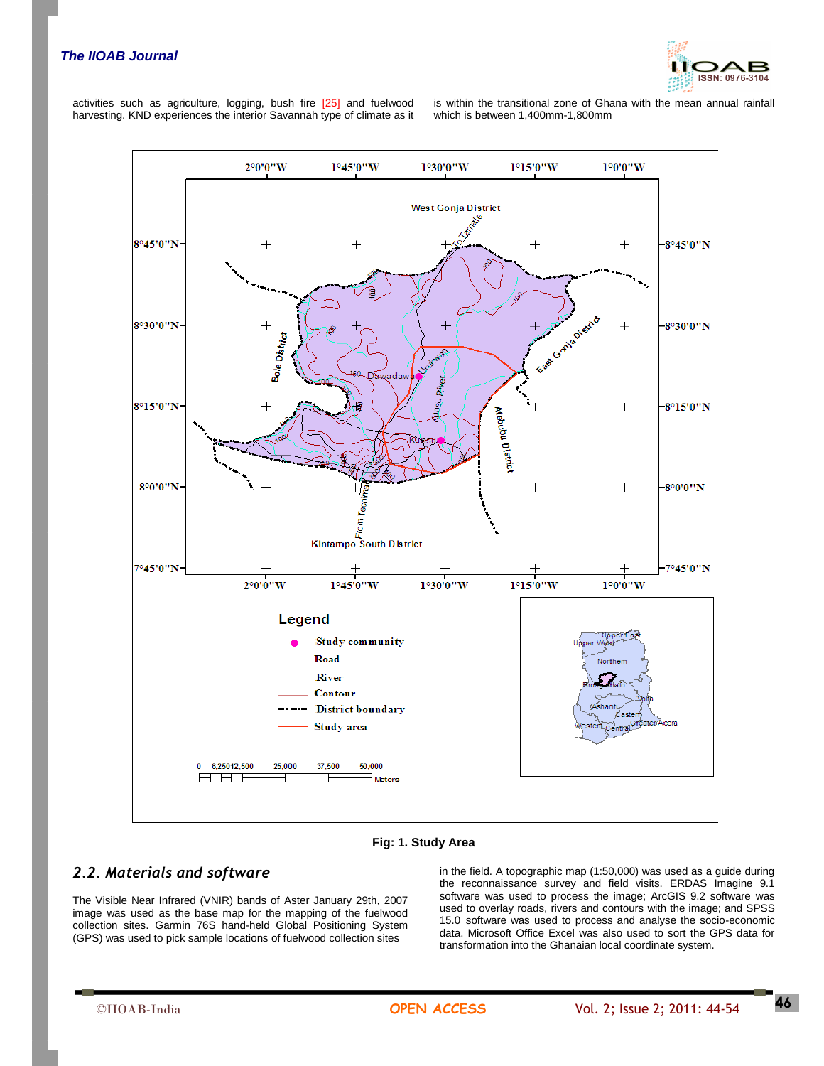activities such as agriculture, logging, bush fire [25] and fuelwood harvesting. KND experiences the interior Savannah type of climate as it is within the transitional zone of Ghana with the mean annual rainfall which is between 1,400mm-1,800mm

**Fig: 1. Study Area**

## 2.2. Materials and software

The Visible Near Infrared (VNIR) bands of Aster January 29th, 2007 image was used as the base map for the mapping of the fuelwood collection sites. Garmin 76S hand-held Global Positioning System (GPS) was used to pick sample locations of fuelwood collection sites in the field. A topographic map (1:50,000) was used as a guide during the reconnaissance survey and field visits. ERDAS Imagine 9.1 software was used to process the image; ArcGIS 9.2 software was used to overlay roads, rivers and contours with the image; and SPSS 15.0 software was used to process and analyse the socio-economic data. Microsoft Office Excel was also used to sort the GPS data for transformation into the Ghanaian local coordinate system.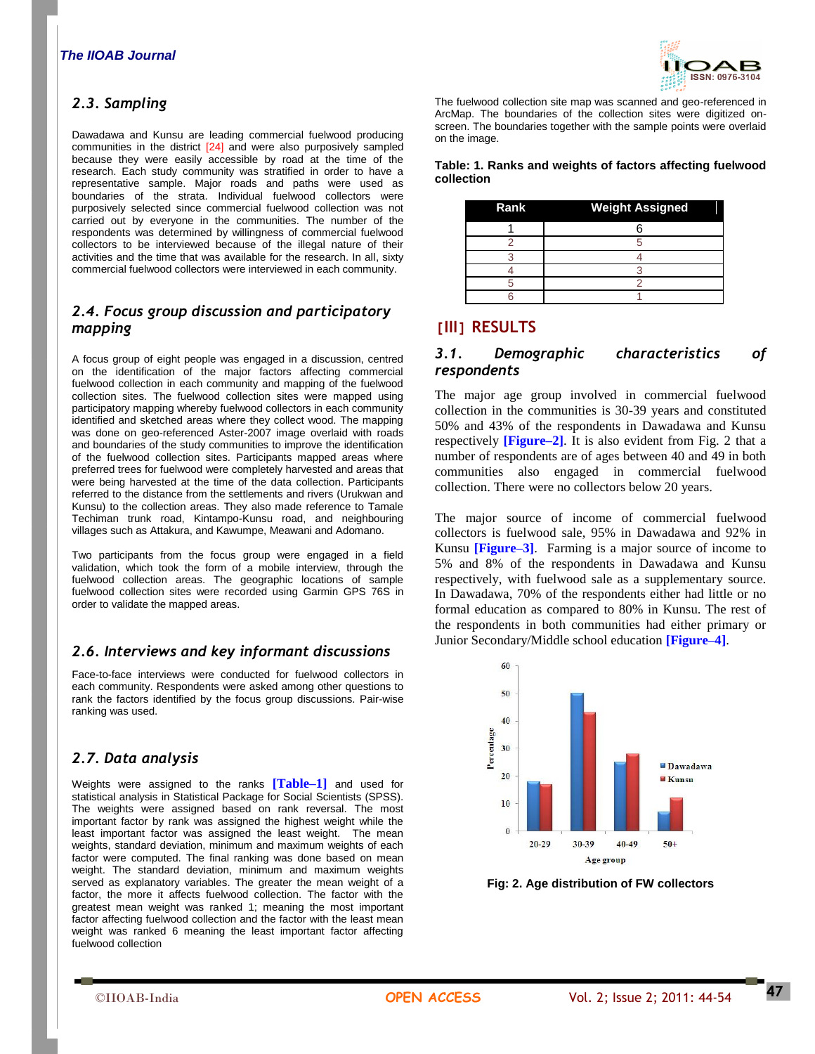### 2.3. Sampling

Dawadawa and Kunsu are leading commercial fuelwood producing communities in the district [24] and were also purposively sampled because they were easily accessible by road at the time of the research. Each study community was stratified in order to have a representative sample. Major roads and paths were used as boundaries of the strata. Individual fuelwood collectors were purposively selected since commercial fuelwood collection was not carried out by everyone in the communities. The number of the respondents was determined by willingness of commercial fuelwood collectors to be interviewed because of the illegal nature of their activities and the time that was available for the research. In all, sixty commercial fuelwood collectors were interviewed in each community.

### 2.4. Focus group discussion and participatory mapping

A focus group of eight people was engaged in a discussion, centred on the identification of the major factors affecting commercial fuelwood collection in each community and mapping of the fuelwood collection sites. The fuelwood collection sites were mapped using participatory mapping whereby fuelwood collectors in each community identified and sketched areas where they collect wood. The mapping was done on geo-referenced Aster-2007 image overlaid with roads and boundaries of the study communities to improve the identification of the fuelwood collection sites. Participants mapped areas where preferred trees for fuelwood were completely harvested and areas that were being harvested at the time of the data collection. Participants referred to the distance from the settlements and rivers (Urukwan and Kunsu) to the collection areas. They also made reference to Tamale Techiman trunk road, Kintampo-Kunsu road, and neighbouring villages such as Attakura, and Kawumpe, Meawani and Adomano.

Two participants from the focus group were engaged in a field validation, which took the form of a mobile interview, through the fuelwood collection areas. The geographic locations of sample fuelwood collection sites were recorded using Garmin GPS 76S in order to validate the mapped areas.

The fuelwood collection site map was scanned and geo-referenced in ArcMap. The boundaries of the collection sites were digitized on-screen. The boundaries together with the sample points were overlaid on the image.

### 2.6. Interviews and key informant discussions

Face-to-face interviews were conducted for fuelwood collectors in each community. Respondents were asked among other questions to rank the factors identified by the focus group discussions. Pair-wise ranking was used.

### 2.7. Data analysis

Weights were assigned to the ranks [Table–1] and used for statistical analysis in Statistical Package for Social Scientists (SPSS). The weights were assigned based on rank reversal. The most important factor by rank was assigned the highest weight while the least important factor was assigned the least weight. The mean weights, standard deviation, minimum and maximum weights of each factor were computed. The final ranking was done based on mean weight. The standard deviation, minimum and maximum weights served as explanatory variables. The greater the mean weight of a factor, the more it affects fuelwood collection. The factor with the greatest mean weight was ranked 1; meaning the most important factor affecting fuelwood collection and the factor with the least mean weight was ranked 6 meaning the least important factor affecting fuelwood collection

**Table: 1. Ranks and weights of factors affecting fuelwood collection**

| Rank | Weight Assigned |
|---|---|
| 1 | 6 |
| 2 | 5 |
| 3 | 4 |
| 4 | 3 |
| 5 | 2 |
| 6 | 1 |

## [III] RESULTS

### 3.1. Demographic characteristics of respondents

The major age group involved in commercial fuelwood collection in the communities is 30-39 years and constituted 50% and 43% of the respondents in Dawadawa and Kunsu respectively [Figure–2]. It is also evident from Fig. 2 that a number of respondents are of ages between 40 and 49 in both communities also engaged in commercial fuelwood collection. There were no collectors below 20 years.

The major source of income of commercial fuelwood collectors is fuelwood sale, 95% in Dawadawa and 92% in Kunsu [Figure–3]. Farming is a major source of income to 5% and 8% of the respondents in Dawadawa and Kunsu respectively, with fuelwood sale as a supplementary source. In Dawadawa, 70% of the respondents either had little or no formal education as compared to 80% in Kunsu. The rest of the respondents in both communities had either primary or Junior Secondary/Middle school education [Figure–4].

Fig: 2. Age distribution of FW collectors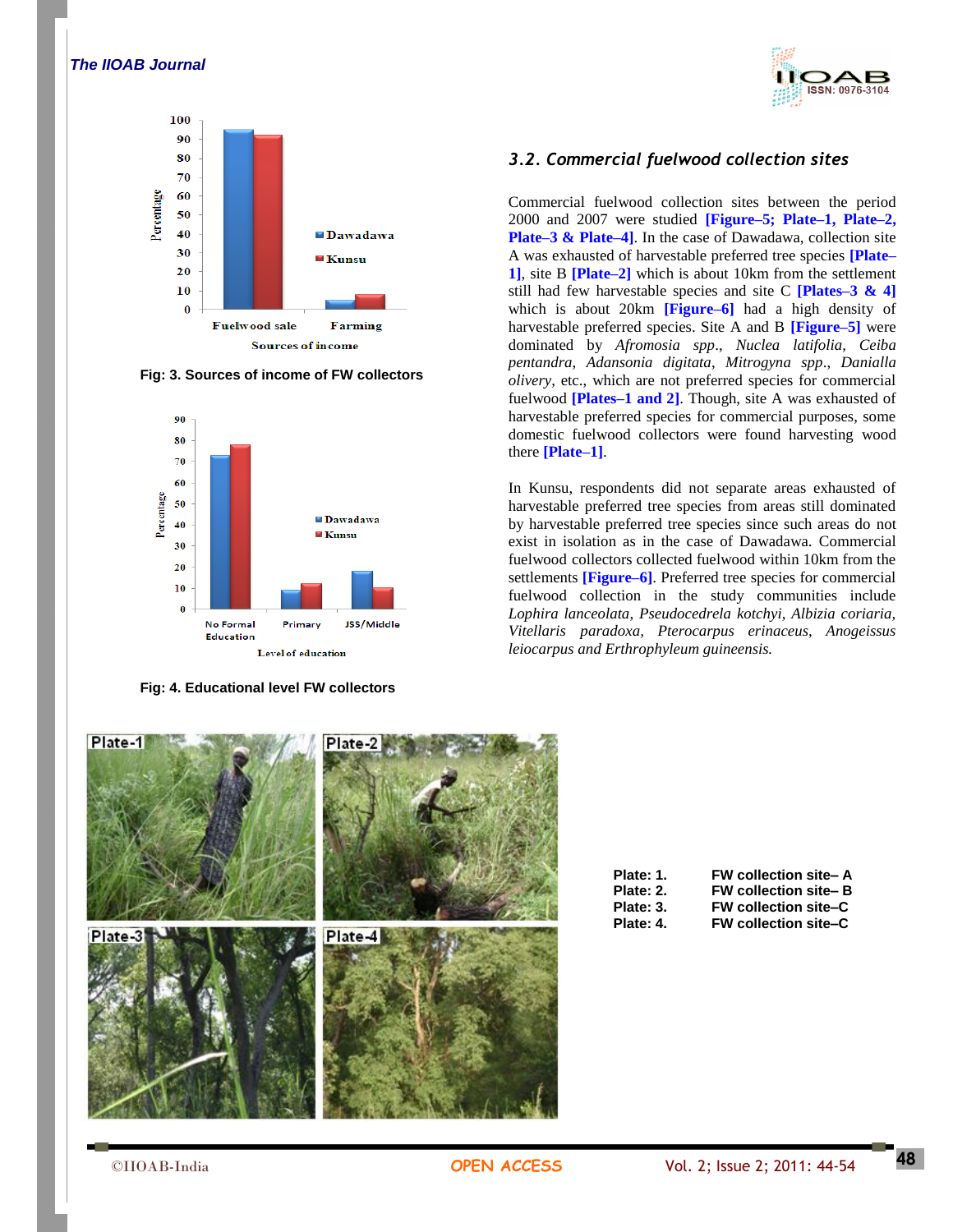Fig: 3. Sources of income of FW collectors

Fig: 4. Educational level FW collectors

### 3.2. Commercial fuelwood collection sites

Commercial fuelwood collection sites between the period 2000 and 2007 were studied **[Figure–5; Plate–1, Plate–2, Plate–3 & Plate–4]**. In the case of Dawadawa, collection site A was exhausted of harvestable preferred tree species **[Plate–1]**, site B **[Plate–2]** which is about 10km from the settlement still had few harvestable species and site C **[Plates–3 & 4]** which is about 20km **[Figure–6]** had a high density of harvestable preferred species. Site A and B **[Figure–5]** were dominated by *Afromosia spp*., *Nuclea latifolia*, *Ceiba pentandra*, *Adansonia digitata*, *Mitrogyna spp*., *Danialla olivery*, etc., which are not preferred species for commercial fuelwood **[Plates–1 and 2]**. Though, site A was exhausted of harvestable preferred species for commercial purposes, some domestic fuelwood collectors were found harvesting wood there **[Plate–1]**.

In Kunsu, respondents did not separate areas exhausted of harvestable preferred tree species from areas still dominated by harvestable preferred tree species since such areas do not exist in isolation as in the case of Dawadawa. Commercial fuelwood collectors collected fuelwood within 10km from the settlements **[Figure–6]**. Preferred tree species for commercial fuelwood collection in the study communities include *Lophira lanceolata, Pseudocedrela kotchyi, Albizia coriaria, Vitellaris paradoxa, Pterocarpus erinaceus, Anogeissus leiocarpus and Erthrophyleum guineensis.*

Plate: 1. FW collection site– A
Plate: 2. FW collection site– B
Plate: 3. FW collection site–C
Plate: 4. FW collection site–C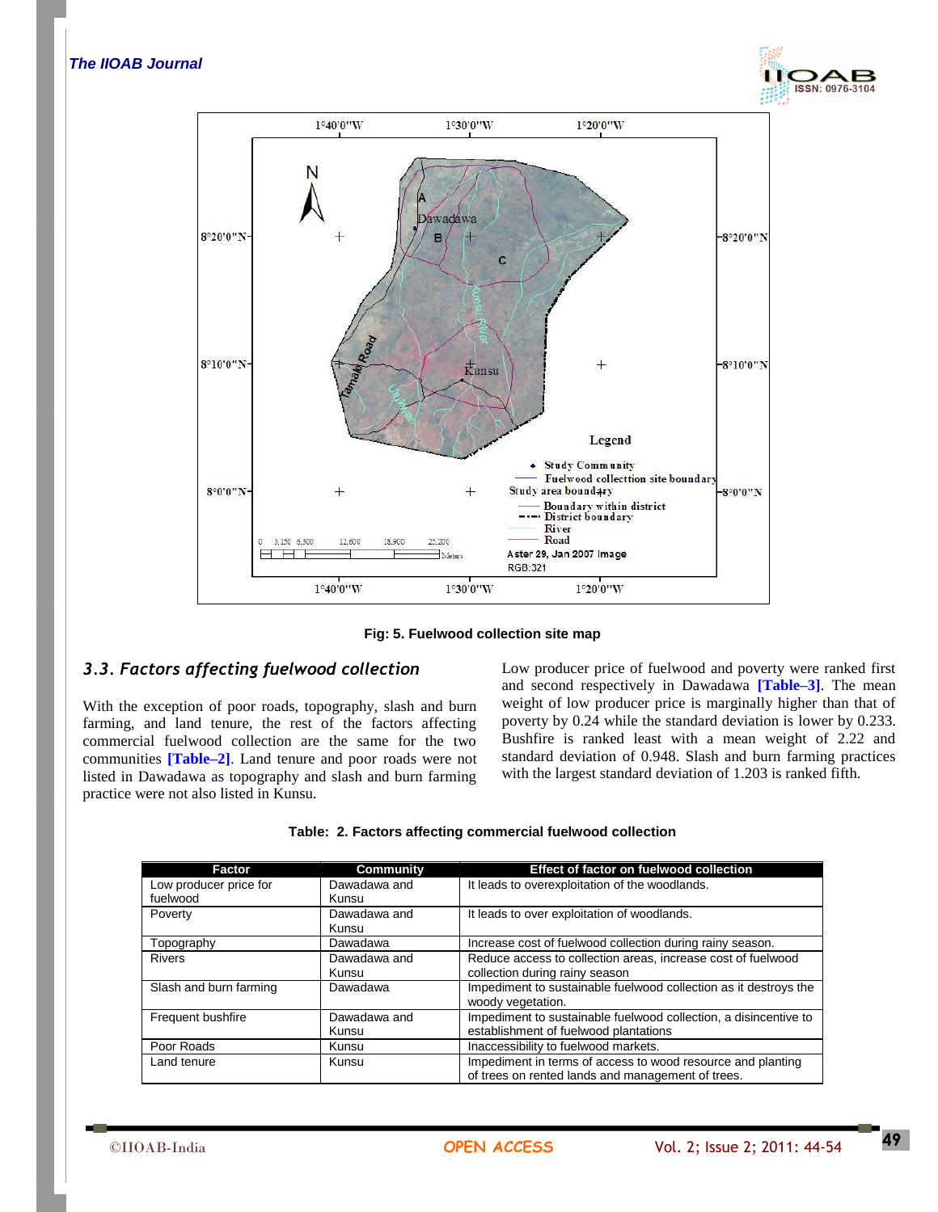Fig: 5. Fuelwood collection site map

### 3.3. Factors affecting fuelwood collection

With the exception of poor roads, topography, slash and burn farming, and land tenure, the rest of the factors affecting commercial fuelwood collection are the same for the two communities [Table–2]. Land tenure and poor roads were not listed in Dawadawa as topography and slash and burn farming practice were not also listed in Kunsu.

Low producer price of fuelwood and poverty were ranked first and second respectively in Dawadawa [Table–3]. The mean weight of low producer price is marginally higher than that of poverty by 0.24 while the standard deviation is lower by 0.233. Bushfire is ranked least with a mean weight of 2.22 and standard deviation of 0.948. Slash and burn farming practices with the largest standard deviation of 1.203 is ranked fifth.

**Table: 2. Factors affecting commercial fuelwood collection**

| Factor | Community | Effect of factor on fuelwood collection |
|---|---|---|
| Low producer price for fuelwood | Dawadawa and Kunsu | It leads to overexploitation of the woodlands. |
| Poverty | Dawadawa and Kunsu | It leads to over exploitation of woodlands. |
| Topography | Dawadawa | Increase cost of fuelwood collection during rainy season. |
| Rivers | Dawadawa and Kunsu | Reduce access to collection areas, increase cost of fuelwood collection during rainy season |
| Slash and burn farming | Dawadawa | Impediment to sustainable fuelwood collection as it destroys the woody vegetation. |
| Frequent bushfire | Dawadawa and Kunsu | Impediment to sustainable fuelwood collection, a disincentive to establishment of fuelwood plantations |
| Poor Roads | Kunsu | Inaccessibility to fuelwood markets. |
| Land tenure | Kunsu | Impediment in terms of access to wood resource and planting of trees on rented lands and management of trees. |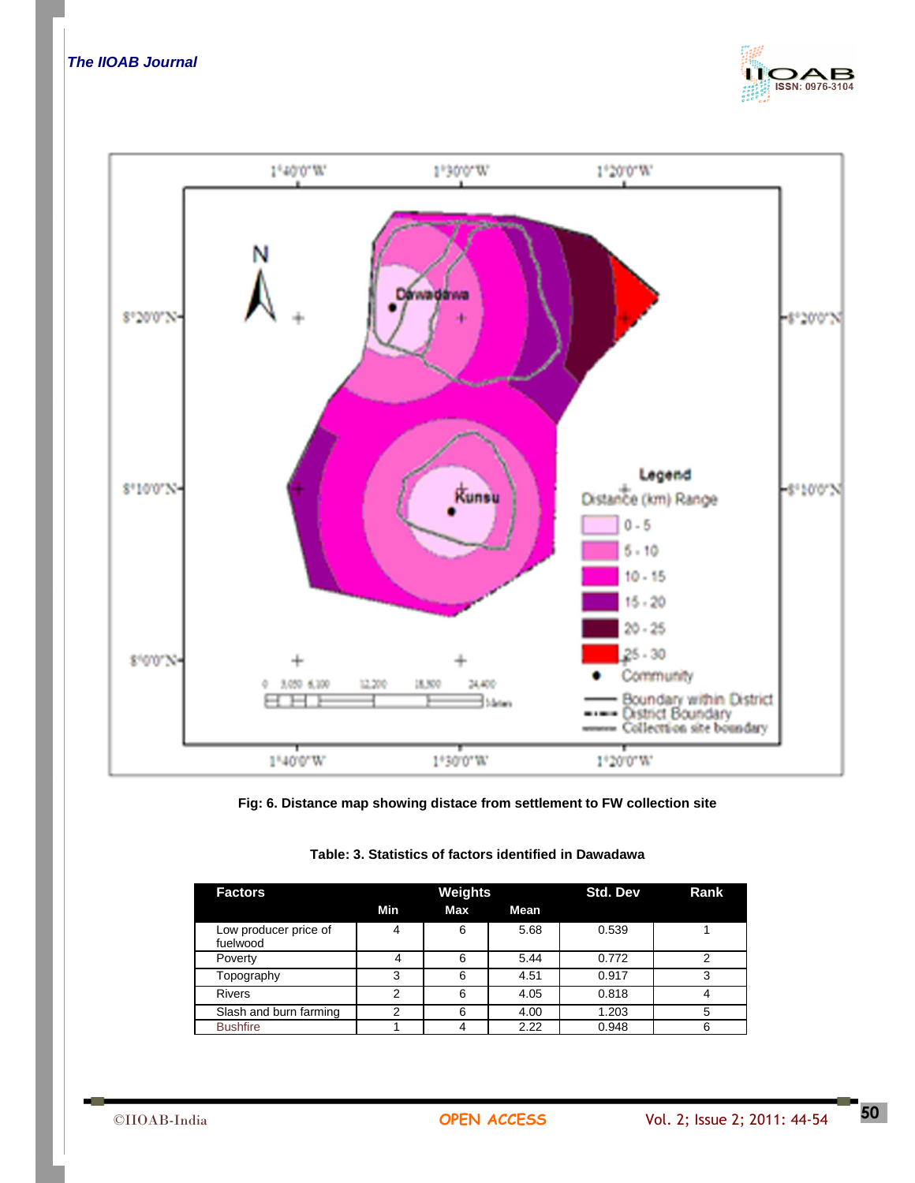Fig: 6. Distance map showing distace from settlement to FW collection site

Table: 3. Statistics of factors identified in Dawadawa

| Factors | Weights | | | Std. Dev | Rank |
|---|---|---|---|---|---|
| | Min | Max | Mean | | |
| Low producer price of fuelwood | 4 | 6 | 5.68 | 0.539 | 1 |
| Poverty | 4 | 6 | 5.44 | 0.772 | 2 |
| Topography | 3 | 6 | 4.51 | 0.917 | 3 |
| Rivers | 2 | 6 | 4.05 | 0.818 | 4 |
| Slash and burn farming | 2 | 6 | 4.00 | 1.203 | 5 |
| Bushfire | 1 | 4 | 2.22 | 0.948 | 6 |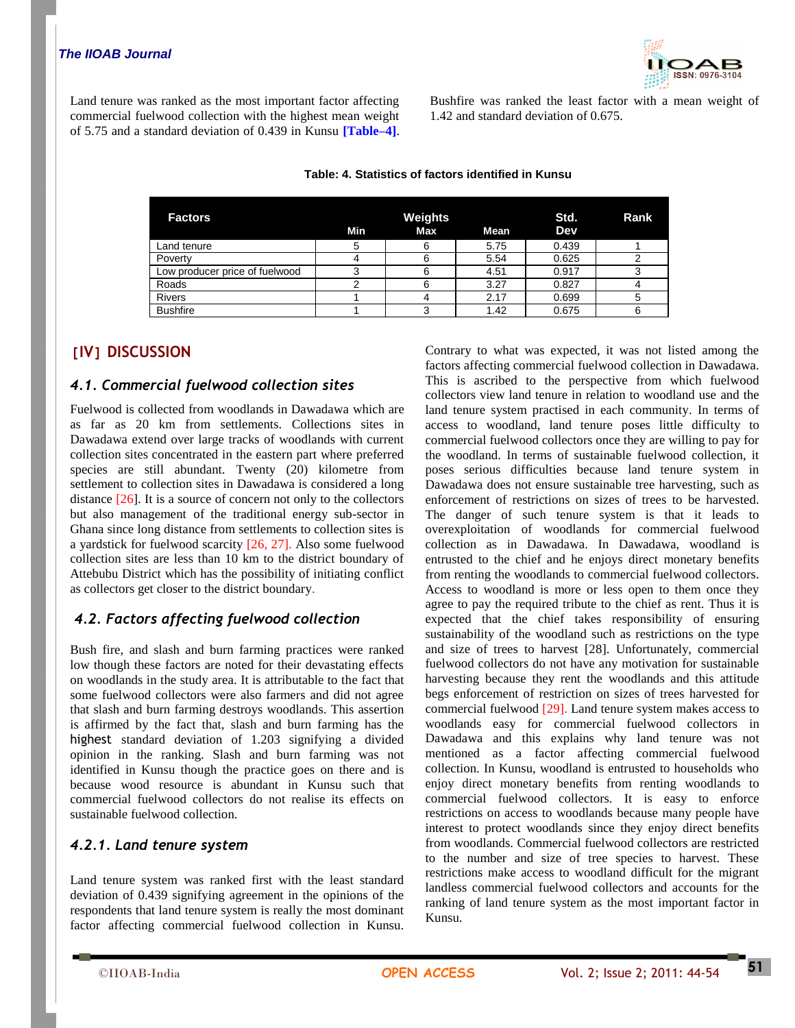Land tenure was ranked as the most important factor affecting commercial fuelwood collection with the highest mean weight of 5.75 and a standard deviation of 0.439 in Kunsu [Table–4]. Bushfire was ranked the least factor with a mean weight of 1.42 and standard deviation of 0.675.

**Table: 4. Statistics of factors identified in Kunsu**

| Factors | Weights Min | Weights Max | Mean | Std. Dev | Rank |
|---|---|---|---|---|---|
| Land tenure | 5 | 6 | 5.75 | 0.439 | 1 |
| Poverty | 4 | 6 | 5.54 | 0.625 | 2 |
| Low producer price of fuelwood | 3 | 6 | 4.51 | 0.917 | 3 |
| Roads | 2 | 6 | 3.27 | 0.827 | 4 |
| Rivers | 1 | 4 | 2.17 | 0.699 | 5 |
| Bushfire | 1 | 3 | 1.42 | 0.675 | 6 |

## [IV] DISCUSSION

### 4.1. Commercial fuelwood collection sites

Fuelwood is collected from woodlands in Dawadawa which are as far as 20 km from settlements. Collections sites in Dawadawa extend over large tracks of woodlands with current collection sites concentrated in the eastern part where preferred species are still abundant. Twenty (20) kilometre from settlement to collection sites in Dawadawa is considered a long distance [26]. It is a source of concern not only to the collectors but also management of the traditional energy sub-sector in Ghana since long distance from settlements to collection sites is a yardstick for fuelwood scarcity [26, 27]. Also some fuelwood collection sites are less than 10 km to the district boundary of Attebubu District which has the possibility of initiating conflict as collectors get closer to the district boundary.

### 4.2. Factors affecting fuelwood collection

Bush fire, and slash and burn farming practices were ranked low though these factors are noted for their devastating effects on woodlands in the study area. It is attributable to the fact that some fuelwood collectors were also farmers and did not agree that slash and burn farming destroys woodlands. This assertion is affirmed by the fact that, slash and burn farming has the highest standard deviation of 1.203 signifying a divided opinion in the ranking. Slash and burn farming was not identified in Kunsu though the practice goes on there and is because wood resource is abundant in Kunsu such that commercial fuelwood collectors do not realise its effects on sustainable fuelwood collection.

#### 4.2.1. Land tenure system

Land tenure system was ranked first with the least standard deviation of 0.439 signifying agreement in the opinions of the respondents that land tenure system is really the most dominant factor affecting commercial fuelwood collection in Kunsu. Contrary to what was expected, it was not listed among the factors affecting commercial fuelwood collection in Dawadawa. This is ascribed to the perspective from which fuelwood collectors view land tenure in relation to woodland use and the land tenure system practised in each community. In terms of access to woodland, land tenure poses little difficulty to commercial fuelwood collectors once they are willing to pay for the woodland. In terms of sustainable fuelwood collection, it poses serious difficulties because land tenure system in Dawadawa does not ensure sustainable tree harvesting, such as enforcement of restrictions on sizes of trees to be harvested. The danger of such tenure system is that it leads to overexploitation of woodlands for commercial fuelwood collection as in Dawadawa. In Dawadawa, woodland is entrusted to the chief and he enjoys direct monetary benefits from renting the woodlands to commercial fuelwood collectors. Access to woodland is more or less open to them once they agree to pay the required tribute to the chief as rent. Thus it is expected that the chief takes responsibility of ensuring sustainability of the woodland such as restrictions on the type and size of trees to harvest [28]. Unfortunately, commercial fuelwood collectors do not have any motivation for sustainable harvesting because they rent the woodlands and this attitude begs enforcement of restriction on sizes of trees harvested for commercial fuelwood [29]. Land tenure system makes access to woodlands easy for commercial fuelwood collectors in Dawadawa and this explains why land tenure was not mentioned as a factor affecting commercial fuelwood collection. In Kunsu, woodland is entrusted to households who enjoy direct monetary benefits from renting woodlands to commercial fuelwood collectors. It is easy to enforce restrictions on access to woodlands because many people have interest to protect woodlands since they enjoy direct benefits from woodlands. Commercial fuelwood collectors are restricted to the number and size of tree species to harvest. These restrictions make access to woodland difficult for the migrant landless commercial fuelwood collectors and accounts for the ranking of land tenure system as the most important factor in Kunsu.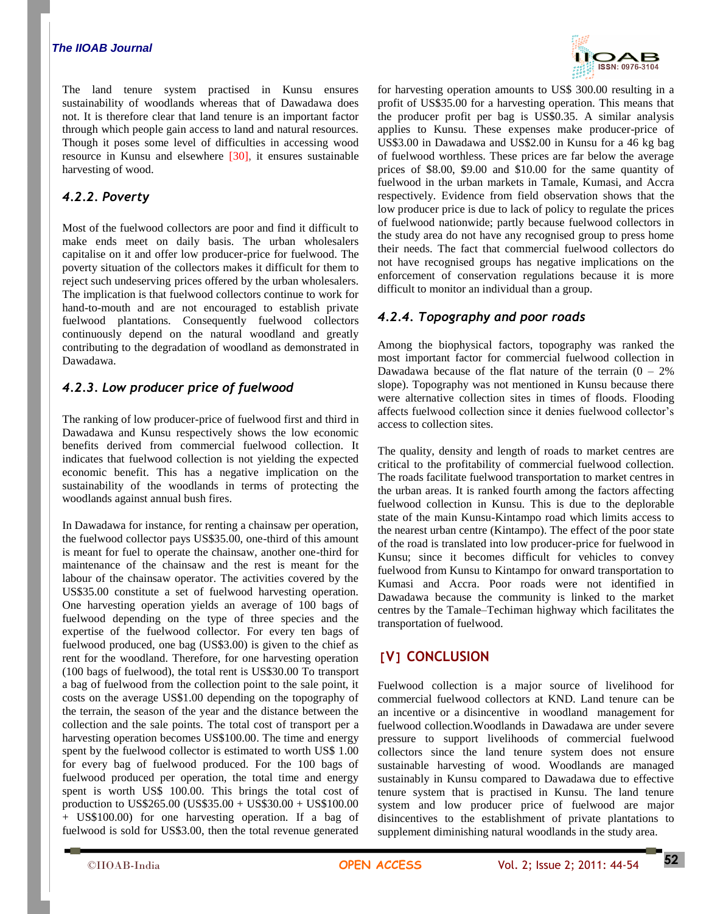The land tenure system practised in Kunsu ensures sustainability of woodlands whereas that of Dawadawa does not. It is therefore clear that land tenure is an important factor through which people gain access to land and natural resources. Though it poses some level of difficulties in accessing wood resource in Kunsu and elsewhere [30], it ensures sustainable harvesting of wood.

### 4.2.2. Poverty

Most of the fuelwood collectors are poor and find it difficult to make ends meet on daily basis. The urban wholesalers capitalise on it and offer low producer-price for fuelwood. The poverty situation of the collectors makes it difficult for them to reject such undeserving prices offered by the urban wholesalers. The implication is that fuelwood collectors continue to work for hand-to-mouth and are not encouraged to establish private fuelwood plantations. Consequently fuelwood collectors continuously depend on the natural woodland and greatly contributing to the degradation of woodland as demonstrated in Dawadawa.

### 4.2.3. Low producer price of fuelwood

The ranking of low producer-price of fuelwood first and third in Dawadawa and Kunsu respectively shows the low economic benefits derived from commercial fuelwood collection. It indicates that fuelwood collection is not yielding the expected economic benefit. This has a negative implication on the sustainability of the woodlands in terms of protecting the woodlands against annual bush fires.

In Dawadawa for instance, for renting a chainsaw per operation, the fuelwood collector pays US$35.00, one-third of this amount is meant for fuel to operate the chainsaw, another one-third for maintenance of the chainsaw and the rest is meant for the labour of the chainsaw operator. The activities covered by the US$35.00 constitute a set of fuelwood harvesting operation. One harvesting operation yields an average of 100 bags of fuelwood depending on the type of three species and the expertise of the fuelwood collector. For every ten bags of fuelwood produced, one bag (US$3.00) is given to the chief as rent for the woodland. Therefore, for one harvesting operation (100 bags of fuelwood), the total rent is US$30.00 To transport a bag of fuelwood from the collection point to the sale point, it costs on the average US$1.00 depending on the topography of the terrain, the season of the year and the distance between the collection and the sale points. The total cost of transport per a harvesting operation becomes US$100.00. The time and energy spent by the fuelwood collector is estimated to worth US$ 1.00 for every bag of fuelwood produced. For the 100 bags of fuelwood produced per operation, the total time and energy spent is worth US$ 100.00. This brings the total cost of production to US$265.00 (US$35.00 + US$30.00 + US$100.00 + US$100.00) for one harvesting operation. If a bag of fuelwood is sold for US$3.00, then the total revenue generated for harvesting operation amounts to US$ 300.00 resulting in a profit of US$35.00 for a harvesting operation. This means that the producer profit per bag is US$0.35. A similar analysis applies to Kunsu. These expenses make producer-price of US$3.00 in Dawadawa and US$2.00 in Kunsu for a 46 kg bag of fuelwood worthless. These prices are far below the average prices of $8.00, $9.00 and $10.00 for the same quantity of fuelwood in the urban markets in Tamale, Kumasi, and Accra respectively. Evidence from field observation shows that the low producer price is due to lack of policy to regulate the prices of fuelwood nationwide; partly because fuelwood collectors in the study area do not have any recognised group to press home their needs. The fact that commercial fuelwood collectors do not have recognised groups has negative implications on the enforcement of conservation regulations because it is more difficult to monitor an individual than a group.

### 4.2.4. Topography and poor roads

Among the biophysical factors, topography was ranked the most important factor for commercial fuelwood collection in Dawadawa because of the flat nature of the terrain (0 – 2% slope). Topography was not mentioned in Kunsu because there were alternative collection sites in times of floods. Flooding affects fuelwood collection since it denies fuelwood collector's access to collection sites.

The quality, density and length of roads to market centres are critical to the profitability of commercial fuelwood collection. The roads facilitate fuelwood transportation to market centres in the urban areas. It is ranked fourth among the factors affecting fuelwood collection in Kunsu. This is due to the deplorable state of the main Kunsu-Kintampo road which limits access to the nearest urban centre (Kintampo). The effect of the poor state of the road is translated into low producer-price for fuelwood in Kunsu; since it becomes difficult for vehicles to convey fuelwood from Kunsu to Kintampo for onward transportation to Kumasi and Accra. Poor roads were not identified in Dawadawa because the community is linked to the market centres by the Tamale–Techiman highway which facilitates the transportation of fuelwood.

## [V] CONCLUSION

Fuelwood collection is a major source of livelihood for commercial fuelwood collectors at KND. Land tenure can be an incentive or a disincentive in woodland management for fuelwood collection.Woodlands in Dawadawa are under severe pressure to support livelihoods of commercial fuelwood collectors since the land tenure system does not ensure sustainable harvesting of wood. Woodlands are managed sustainably in Kunsu compared to Dawadawa due to effective tenure system that is practised in Kunsu. The land tenure system and low producer price of fuelwood are major disincentives to the establishment of private plantations to supplement diminishing natural woodlands in the study area.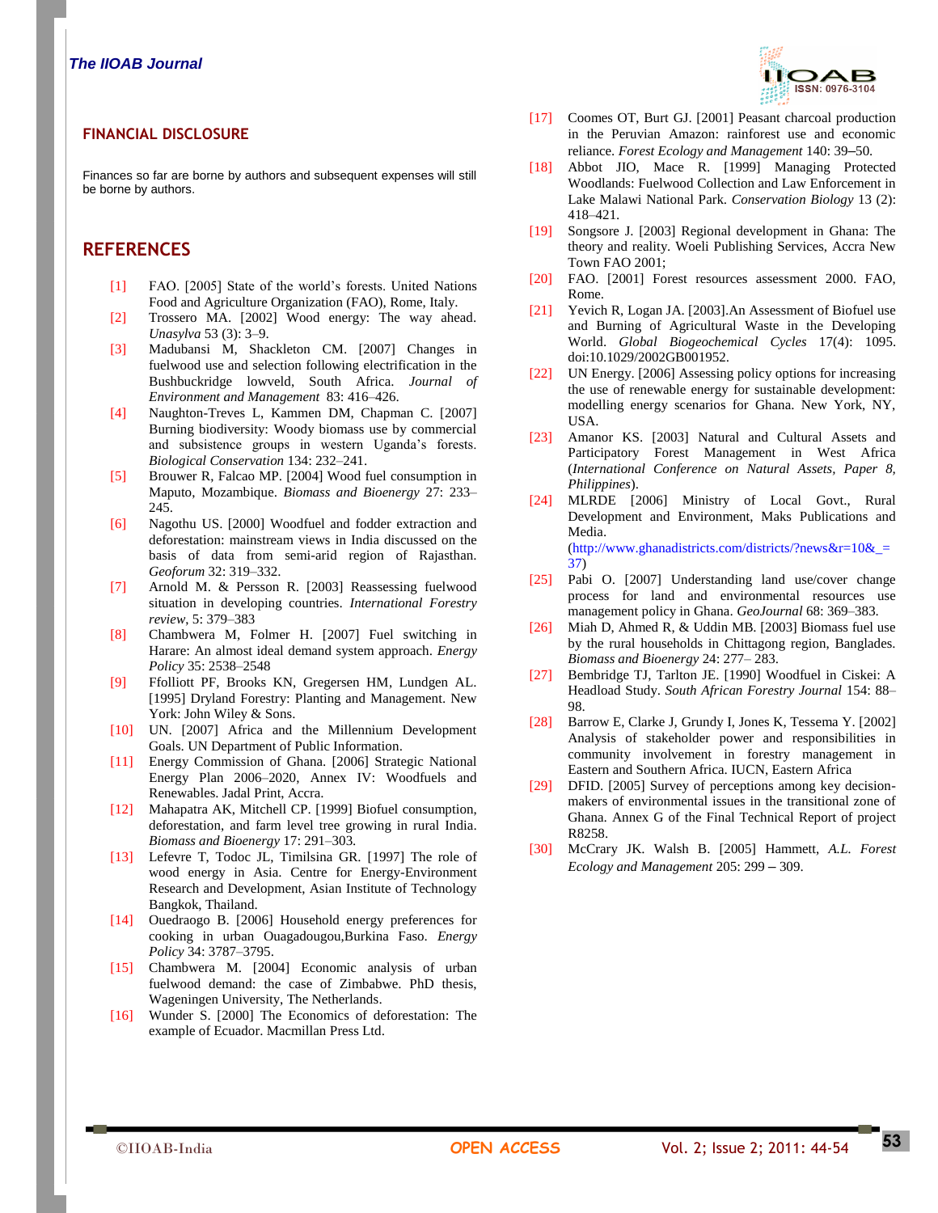## FINANCIAL DISCLOSURE

Finances so far are borne by authors and subsequent expenses will still be borne by authors.

## REFERENCES

[1] FAO. [2005] State of the world's forests. United Nations Food and Agriculture Organization (FAO), Rome, Italy.

[2] Trossero MA. [2002] Wood energy: The way ahead. *Unasylva* 53 (3): 3–9.

[3] Madubansi M, Shackleton CM. [2007] Changes in fuelwood use and selection following electrification in the Bushbuckridge lowveld, South Africa. *Journal of Environment and Management* 83: 416–426.

[4] Naughton-Treves L, Kammen DM, Chapman C. [2007] Burning biodiversity: Woody biomass use by commercial and subsistence groups in western Uganda's forests. *Biological Conservation* 134: 232–241.

[5] Brouwer R, Falcao MP. [2004] Wood fuel consumption in Maputo, Mozambique. *Biomass and Bioenergy* 27: 233–245.

[6] Nagothu US. [2000] Woodfuel and fodder extraction and deforestation: mainstream views in India discussed on the basis of data from semi-arid region of Rajasthan. *Geoforum* 32: 319–332.

[7] Arnold M. & Persson R. [2003] Reassessing fuelwood situation in developing countries. *International Forestry review*, 5: 379–383

[8] Chambwera M, Folmer H. [2007] Fuel switching in Harare: An almost ideal demand system approach. *Energy Policy* 35: 2538–2548

[9] Ffolliott PF, Brooks KN, Gregersen HM, Lundgen AL. [1995] Dryland Forestry: Planting and Management. New York: John Wiley & Sons.

[10] UN. [2007] Africa and the Millennium Development Goals. UN Department of Public Information.

[11] Energy Commission of Ghana. [2006] Strategic National Energy Plan 2006–2020, Annex IV: Woodfuels and Renewables. Jadal Print, Accra.

[12] Mahapatra AK, Mitchell CP. [1999] Biofuel consumption, deforestation, and farm level tree growing in rural India. *Biomass and Bioenergy* 17: 291–303.

[13] Lefevre T, Todoc JL, Timilsina GR. [1997] The role of wood energy in Asia. Centre for Energy-Environment Research and Development, Asian Institute of Technology Bangkok, Thailand.

[14] Ouedraogo B. [2006] Household energy preferences for cooking in urban Ouagadougou,Burkina Faso. *Energy Policy* 34: 3787–3795.

[15] Chambwera M. [2004] Economic analysis of urban fuelwood demand: the case of Zimbabwe. PhD thesis, Wageningen University, The Netherlands.

[16] Wunder S. [2000] The Economics of deforestation: The example of Ecuador. Macmillan Press Ltd.

[17] Coomes OT, Burt GJ. [2001] Peasant charcoal production in the Peruvian Amazon: rainforest use and economic reliance. *Forest Ecology and Management* 140: 39–50.

[18] Abbot JIO, Mace R. [1999] Managing Protected Woodlands: Fuelwood Collection and Law Enforcement in Lake Malawi National Park. *Conservation Biology* 13 (2): 418–421.

[19] Songsore J. [2003] Regional development in Ghana: The theory and reality. Woeli Publishing Services, Accra New Town FAO 2001;

[20] FAO. [2001] Forest resources assessment 2000. FAO, Rome.

[21] Yevich R, Logan JA. [2003].An Assessment of Biofuel use and Burning of Agricultural Waste in the Developing World. *Global Biogeochemical Cycles* 17(4): 1095. doi:10.1029/2002GB001952.

[22] UN Energy. [2006] Assessing policy options for increasing the use of renewable energy for sustainable development: modelling energy scenarios for Ghana. New York, NY, USA.

[23] Amanor KS. [2003] Natural and Cultural Assets and Participatory Forest Management in West Africa (*International Conference on Natural Assets, Paper 8, Philippines*).

[24] MLRDE [2006] Ministry of Local Govt., Rural Development and Environment, Maks Publications and Media. (http://www.ghanadistricts.com/districts/?news&r=10&_=37)

[25] Pabi O. [2007] Understanding land use/cover change process for land and environmental resources use management policy in Ghana. *GeoJournal* 68: 369–383.

[26] Miah D, Ahmed R, & Uddin MB. [2003] Biomass fuel use by the rural households in Chittagong region, Banglades. *Biomass and Bioenergy* 24: 277– 283.

[27] Bembridge TJ, Tarlton JE. [1990] Woodfuel in Ciskei: A Headload Study. *South African Forestry Journal* 154: 88–98.

[28] Barrow E, Clarke J, Grundy I, Jones K, Tessema Y. [2002] Analysis of stakeholder power and responsibilities in community involvement in forestry management in Eastern and Southern Africa. IUCN, Eastern Africa

[29] DFID. [2005] Survey of perceptions among key decision-makers of environmental issues in the transitional zone of Ghana. Annex G of the Final Technical Report of project R8258.

[30] McCrary JK. Walsh B. [2005] Hammett, *A.L. Forest Ecology and Management* 205: 299 – 309.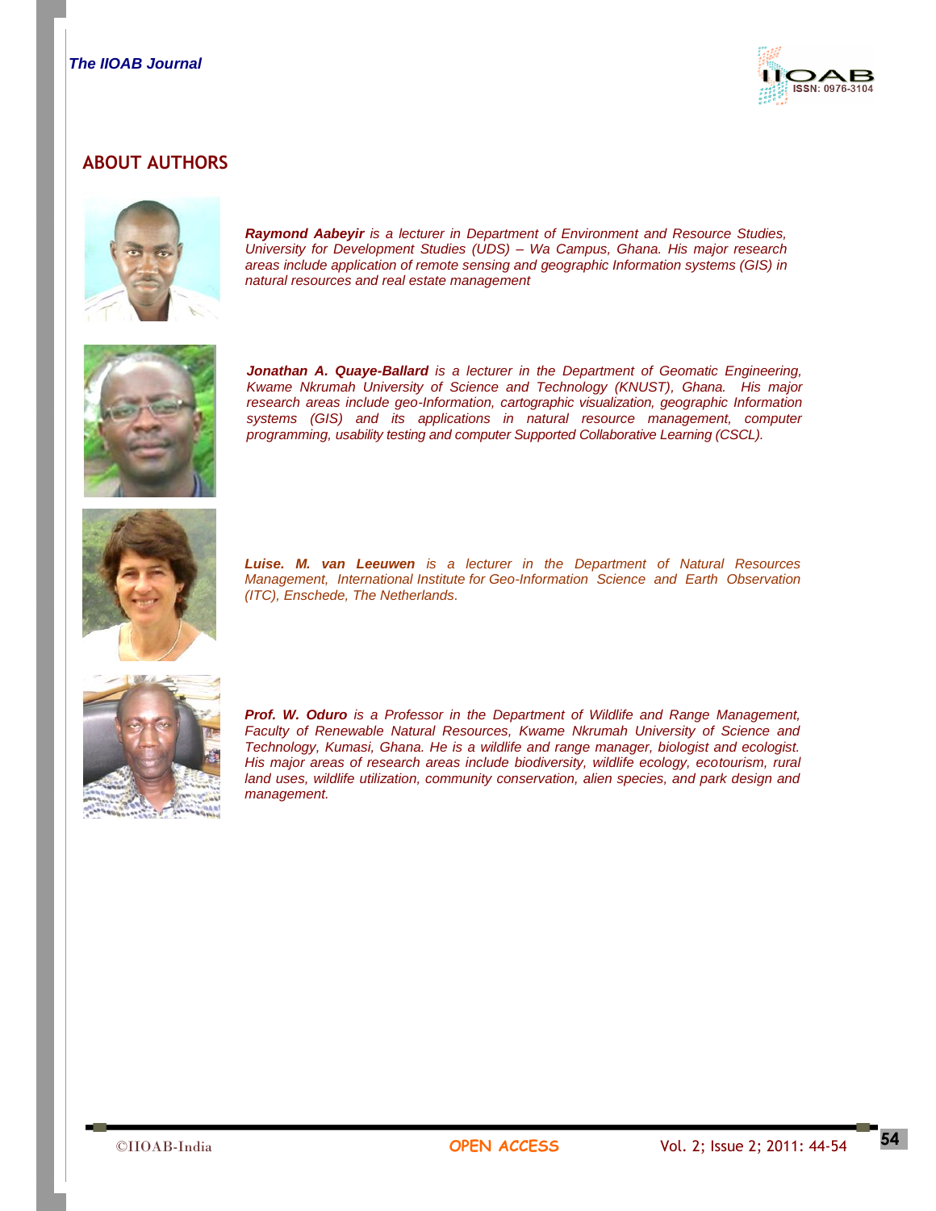## ABOUT AUTHORS

***Raymond Aabeyir*** *is a lecturer in Department of Environment and Resource Studies, University for Development Studies (UDS) – Wa Campus, Ghana. His major research areas include application of remote sensing and geographic Information systems (GIS) in natural resources and real estate management*

***Jonathan A. Quaye-Ballard*** *is a lecturer in the Department of Geomatic Engineering, Kwame Nkrumah University of Science and Technology (KNUST), Ghana. His major research areas include geo-Information, cartographic visualization, geographic Information systems (GIS) and its applications in natural resource management, computer programming, usability testing and computer Supported Collaborative Learning (CSCL).*

***Luise. M. van Leeuwen*** *is a lecturer in the Department of Natural Resources Management, International Institute for Geo-Information Science and Earth Observation (ITC), Enschede, The Netherlands.*

***Prof. W. Oduro*** *is a Professor in the Department of Wildlife and Range Management, Faculty of Renewable Natural Resources, Kwame Nkrumah University of Science and Technology, Kumasi, Ghana. He is a wildlife and range manager, biologist and ecologist. His major areas of research areas include biodiversity, wildlife ecology, ecotourism, rural land uses, wildlife utilization, community conservation, alien species, and park design and management.*